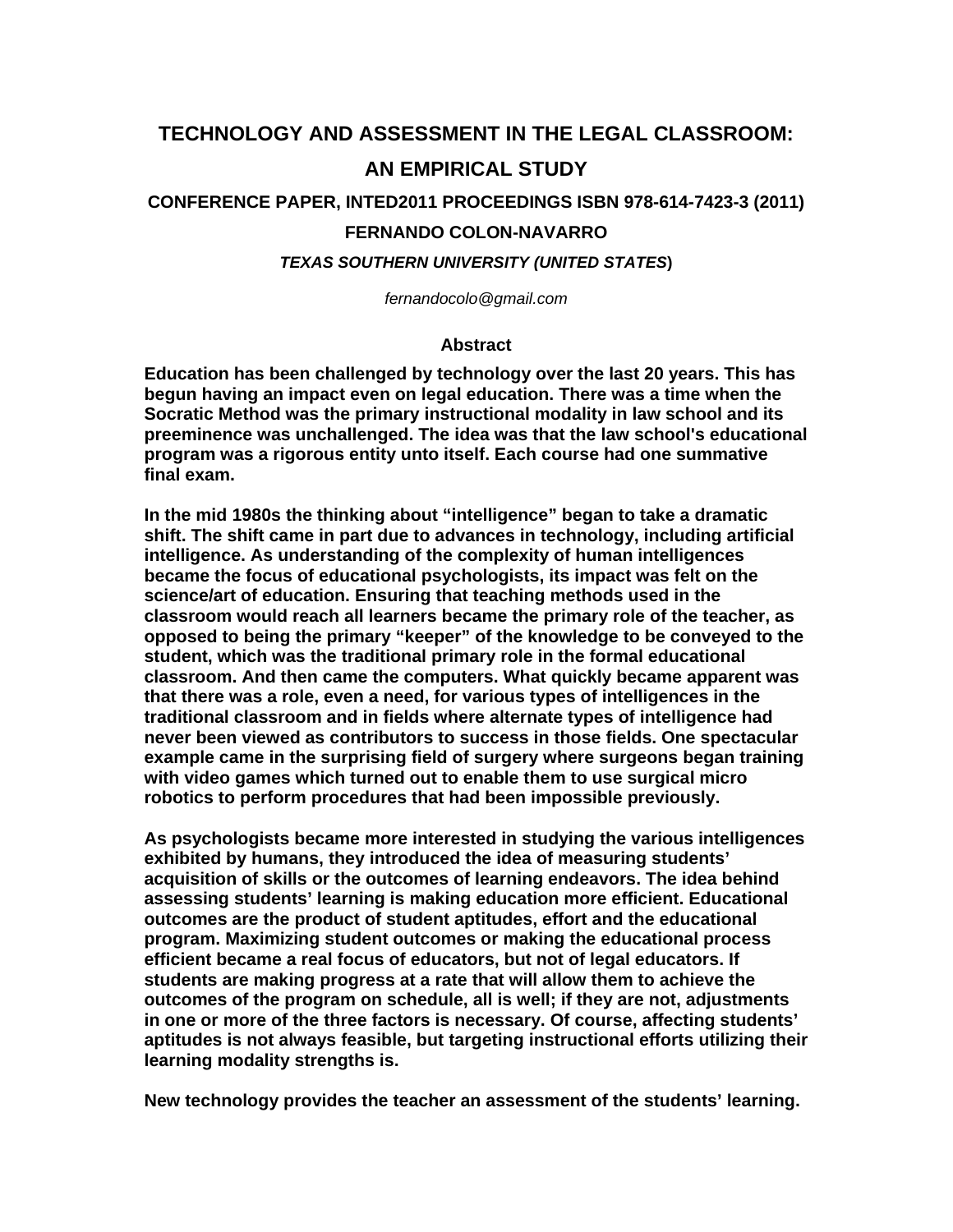# TECHNOLOGY AND ASSESSMENT IN THE LEGAL CLASSROOM: AN EMPIRICAL STUDY

**CONFERENCE PAPER, INTED2011 PROCEEDINGS ISBN 978-614-7423-3 (2011)**

**FERNANDO COLON-NAVARRO**

***TEXAS SOUTHERN UNIVERSITY (UNITED STATES)***

*fernandocolo@gmail.com*

## Abstract

**Education has been challenged by technology over the last 20 years. This has begun having an impact even on legal education. There was a time when the Socratic Method was the primary instructional modality in law school and its preeminence was unchallenged. The idea was that the law school's educational program was a rigorous entity unto itself. Each course had one summative final exam.**

**In the mid 1980s the thinking about "intelligence" began to take a dramatic shift. The shift came in part due to advances in technology, including artificial intelligence. As understanding of the complexity of human intelligences became the focus of educational psychologists, its impact was felt on the science/art of education. Ensuring that teaching methods used in the classroom would reach all learners became the primary role of the teacher, as opposed to being the primary "keeper" of the knowledge to be conveyed to the student, which was the traditional primary role in the formal educational classroom. And then came the computers. What quickly became apparent was that there was a role, even a need, for various types of intelligences in the traditional classroom and in fields where alternate types of intelligence had never been viewed as contributors to success in those fields. One spectacular example came in the surprising field of surgery where surgeons began training with video games which turned out to enable them to use surgical micro robotics to perform procedures that had been impossible previously.**

**As psychologists became more interested in studying the various intelligences exhibited by humans, they introduced the idea of measuring students' acquisition of skills or the outcomes of learning endeavors. The idea behind assessing students' learning is making education more efficient. Educational outcomes are the product of student aptitudes, effort and the educational program. Maximizing student outcomes or making the educational process efficient became a real focus of educators, but not of legal educators. If students are making progress at a rate that will allow them to achieve the outcomes of the program on schedule, all is well; if they are not, adjustments in one or more of the three factors is necessary. Of course, affecting students' aptitudes is not always feasible, but targeting instructional efforts utilizing their learning modality strengths is.**

**New technology provides the teacher an assessment of the students' learning.**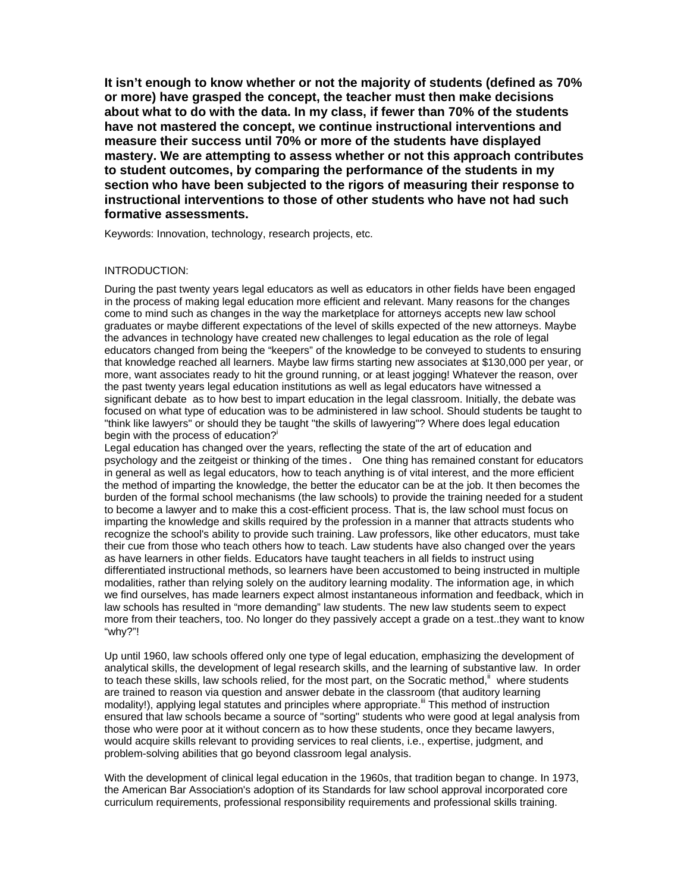**It isn't enough to know whether or not the majority of students (defined as 70% or more) have grasped the concept, the teacher must then make decisions about what to do with the data. In my class, if fewer than 70% of the students have not mastered the concept, we continue instructional interventions and measure their success until 70% or more of the students have displayed mastery. We are attempting to assess whether or not this approach contributes to student outcomes, by comparing the performance of the students in my section who have been subjected to the rigors of measuring their response to instructional interventions to those of other students who have not had such formative assessments.**

Keywords: Innovation, technology, research projects, etc.

INTRODUCTION:

During the past twenty years legal educators as well as educators in other fields have been engaged in the process of making legal education more efficient and relevant. Many reasons for the changes come to mind such as changes in the way the marketplace for attorneys accepts new law school graduates or maybe different expectations of the level of skills expected of the new attorneys. Maybe the advances in technology have created new challenges to legal education as the role of legal educators changed from being the "keepers" of the knowledge to be conveyed to students to ensuring that knowledge reached all learners. Maybe law firms starting new associates at $130,000 per year, or more, want associates ready to hit the ground running, or at least jogging! Whatever the reason, over the past twenty years legal education institutions as well as legal educators have witnessed a significant debate as to how best to impart education in the legal classroom. Initially, the debate was focused on what type of education was to be administered in law school. Should students be taught to "think like lawyers" or should they be taught "the skills of lawyering"? Where does legal education begin with the process of education?[i]

Legal education has changed over the years, reflecting the state of the art of education and psychology and the zeitgeist or thinking of the times. One thing has remained constant for educators in general as well as legal educators, how to teach anything is of vital interest, and the more efficient the method of imparting the knowledge, the better the educator can be at the job. It then becomes the burden of the formal school mechanisms (the law schools) to provide the training needed for a student to become a lawyer and to make this a cost-efficient process. That is, the law school must focus on imparting the knowledge and skills required by the profession in a manner that attracts students who recognize the school's ability to provide such training. Law professors, like other educators, must take their cue from those who teach others how to teach. Law students have also changed over the years as have learners in other fields. Educators have taught teachers in all fields to instruct using differentiated instructional methods, so learners have been accustomed to being instructed in multiple modalities, rather than relying solely on the auditory learning modality. The information age, in which we find ourselves, has made learners expect almost instantaneous information and feedback, which in law schools has resulted in "more demanding" law students. The new law students seem to expect more from their teachers, too. No longer do they passively accept a grade on a test..they want to know "why?"!

Up until 1960, law schools offered only one type of legal education, emphasizing the development of analytical skills, the development of legal research skills, and the learning of substantive law. In order to teach these skills, law schools relied, for the most part, on the Socratic method,[ii] where students are trained to reason via question and answer debate in the classroom (that auditory learning modality!), applying legal statutes and principles where appropriate.[iii] This method of instruction ensured that law schools became a source of "sorting" students who were good at legal analysis from those who were poor at it without concern as to how these students, once they became lawyers, would acquire skills relevant to providing services to real clients, i.e., expertise, judgment, and problem-solving abilities that go beyond classroom legal analysis.

With the development of clinical legal education in the 1960s, that tradition began to change. In 1973, the American Bar Association's adoption of its Standards for law school approval incorporated core curriculum requirements, professional responsibility requirements and professional skills training.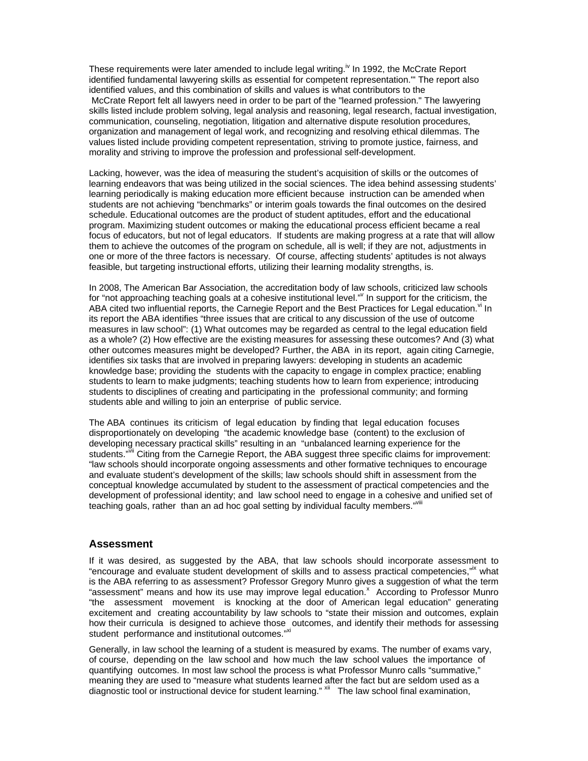These requirements were later amended to include legal writing.[iv] In 1992, the McCrate Report identified fundamental lawyering skills as essential for competent representation."' The report also identified values, and this combination of skills and values is what contributors to the McCrate Report felt all lawyers need in order to be part of the "learned profession." The lawyering skills listed include problem solving, legal analysis and reasoning, legal research, factual investigation, communication, counseling, negotiation, litigation and alternative dispute resolution procedures, organization and management of legal work, and recognizing and resolving ethical dilemmas. The values listed include providing competent representation, striving to promote justice, fairness, and morality and striving to improve the profession and professional self-development.

Lacking, however, was the idea of measuring the student's acquisition of skills or the outcomes of learning endeavors that was being utilized in the social sciences. The idea behind assessing students' learning periodically is making education more efficient because instruction can be amended when students are not achieving "benchmarks" or interim goals towards the final outcomes on the desired schedule. Educational outcomes are the product of student aptitudes, effort and the educational program. Maximizing student outcomes or making the educational process efficient became a real focus of educators, but not of legal educators. If students are making progress at a rate that will allow them to achieve the outcomes of the program on schedule, all is well; if they are not, adjustments in one or more of the three factors is necessary. Of course, affecting students' aptitudes is not always feasible, but targeting instructional efforts, utilizing their learning modality strengths, is.

In 2008, The American Bar Association, the accreditation body of law schools, criticized law schools for "not approaching teaching goals at a cohesive institutional level."[v] In support for the criticism, the ABA cited two influential reports, the Carnegie Report and the Best Practices for Legal education.[vi] In its report the ABA identifies "three issues that are critical to any discussion of the use of outcome measures in law school": (1) What outcomes may be regarded as central to the legal education field as a whole? (2) How effective are the existing measures for assessing these outcomes? And (3) what other outcomes measures might be developed? Further, the ABA in its report, again citing Carnegie, identifies six tasks that are involved in preparing lawyers: developing in students an academic knowledge base; providing the students with the capacity to engage in complex practice; enabling students to learn to make judgments; teaching students how to learn from experience; introducing students to disciplines of creating and participating in the professional community; and forming students able and willing to join an enterprise of public service.

The ABA continues its criticism of legal education by finding that legal education focuses disproportionately on developing "the academic knowledge base (content) to the exclusion of developing necessary practical skills" resulting in an "unbalanced learning experience for the students."[vii] Citing from the Carnegie Report, the ABA suggest three specific claims for improvement: "law schools should incorporate ongoing assessments and other formative techniques to encourage and evaluate student's development of the skills; law schools should shift in assessment from the conceptual knowledge accumulated by student to the assessment of practical competencies and the development of professional identity; and law school need to engage in a cohesive and unified set of teaching goals, rather than an ad hoc goal setting by individual faculty members."[viii]

## Assessment

If it was desired, as suggested by the ABA, that law schools should incorporate assessment to "encourage and evaluate student development of skills and to assess practical competencies,"[ix] what is the ABA referring to as assessment? Professor Gregory Munro gives a suggestion of what the term "assessment" means and how its use may improve legal education.[x] According to Professor Munro "the assessment movement is knocking at the door of American legal education" generating excitement and creating accountability by law schools to "state their mission and outcomes, explain how their curricula is designed to achieve those outcomes, and identify their methods for assessing student performance and institutional outcomes."[xi]

Generally, in law school the learning of a student is measured by exams. The number of exams vary, of course, depending on the law school and how much the law school values the importance of quantifying outcomes. In most law school the process is what Professor Munro calls "summative," meaning they are used to "measure what students learned after the fact but are seldom used as a diagnostic tool or instructional device for student learning." [xii] The law school final examination,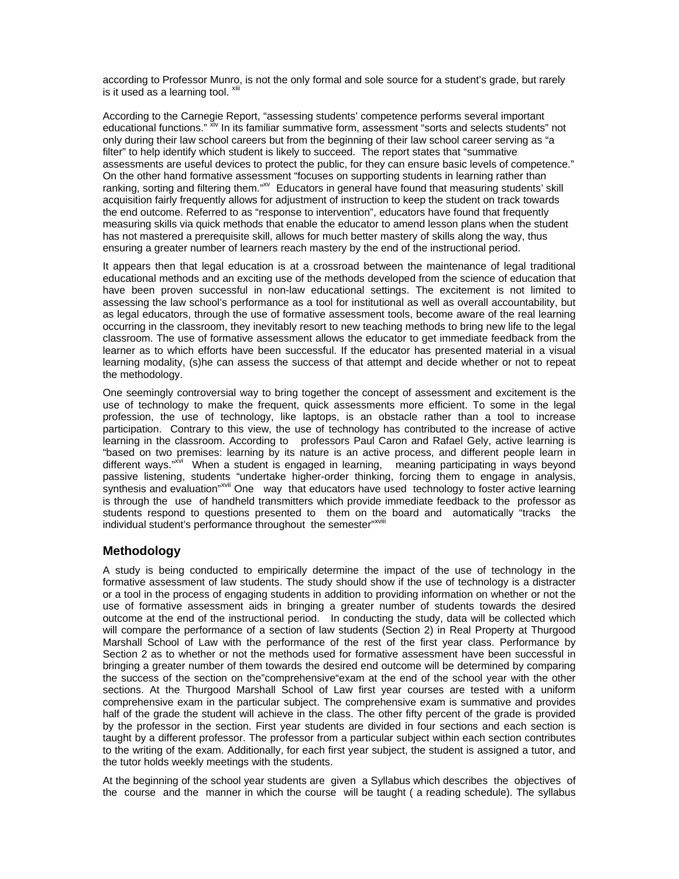according to Professor Munro, is not the only formal and sole source for a student's grade, but rarely is it used as a learning tool. [xiii]

According to the Carnegie Report, "assessing students' competence performs several important educational functions." [xiv] In its familiar summative form, assessment "sorts and selects students" not only during their law school careers but from the beginning of their law school career serving as "a filter" to help identify which student is likely to succeed. The report states that "summative assessments are useful devices to protect the public, for they can ensure basic levels of competence." On the other hand formative assessment "focuses on supporting students in learning rather than ranking, sorting and filtering them."[xv] Educators in general have found that measuring students' skill acquisition fairly frequently allows for adjustment of instruction to keep the student on track towards the end outcome. Referred to as "response to intervention", educators have found that frequently measuring skills via quick methods that enable the educator to amend lesson plans when the student has not mastered a prerequisite skill, allows for much better mastery of skills along the way, thus ensuring a greater number of learners reach mastery by the end of the instructional period.

It appears then that legal education is at a crossroad between the maintenance of legal traditional educational methods and an exciting use of the methods developed from the science of education that have been proven successful in non-law educational settings. The excitement is not limited to assessing the law school's performance as a tool for institutional as well as overall accountability, but as legal educators, through the use of formative assessment tools, become aware of the real learning occurring in the classroom, they inevitably resort to new teaching methods to bring new life to the legal classroom. The use of formative assessment allows the educator to get immediate feedback from the learner as to which efforts have been successful. If the educator has presented material in a visual learning modality, (s)he can assess the success of that attempt and decide whether or not to repeat the methodology.

One seemingly controversial way to bring together the concept of assessment and excitement is the use of technology to make the frequent, quick assessments more efficient. To some in the legal profession, the use of technology, like laptops, is an obstacle rather than a tool to increase participation. Contrary to this view, the use of technology has contributed to the increase of active learning in the classroom. According to professors Paul Caron and Rafael Gely, active learning is "based on two premises: learning by its nature is an active process, and different people learn in different ways."[xvi] When a student is engaged in learning, meaning participating in ways beyond passive listening, students "undertake higher-order thinking, forcing them to engage in analysis, synthesis and evaluation"[xvii] One way that educators have used technology to foster active learning is through the use of handheld transmitters which provide immediate feedback to the professor as students respond to questions presented to them on the board and automatically "tracks the individual student's performance throughout the semester"[xviii]

## Methodology

A study is being conducted to empirically determine the impact of the use of technology in the formative assessment of law students. The study should show if the use of technology is a distracter or a tool in the process of engaging students in addition to providing information on whether or not the use of formative assessment aids in bringing a greater number of students towards the desired outcome at the end of the instructional period. In conducting the study, data will be collected which will compare the performance of a section of law students (Section 2) in Real Property at Thurgood Marshall School of Law with the performance of the rest of the first year class. Performance by Section 2 as to whether or not the methods used for formative assessment have been successful in bringing a greater number of them towards the desired end outcome will be determined by comparing the success of the section on the"comprehensive"exam at the end of the school year with the other sections. At the Thurgood Marshall School of Law first year courses are tested with a uniform comprehensive exam in the particular subject. The comprehensive exam is summative and provides half of the grade the student will achieve in the class. The other fifty percent of the grade is provided by the professor in the section. First year students are divided in four sections and each section is taught by a different professor. The professor from a particular subject within each section contributes to the writing of the exam. Additionally, for each first year subject, the student is assigned a tutor, and the tutor holds weekly meetings with the students.

At the beginning of the school year students are given a Syllabus which describes the objectives of the course and the manner in which the course will be taught ( a reading schedule). The syllabus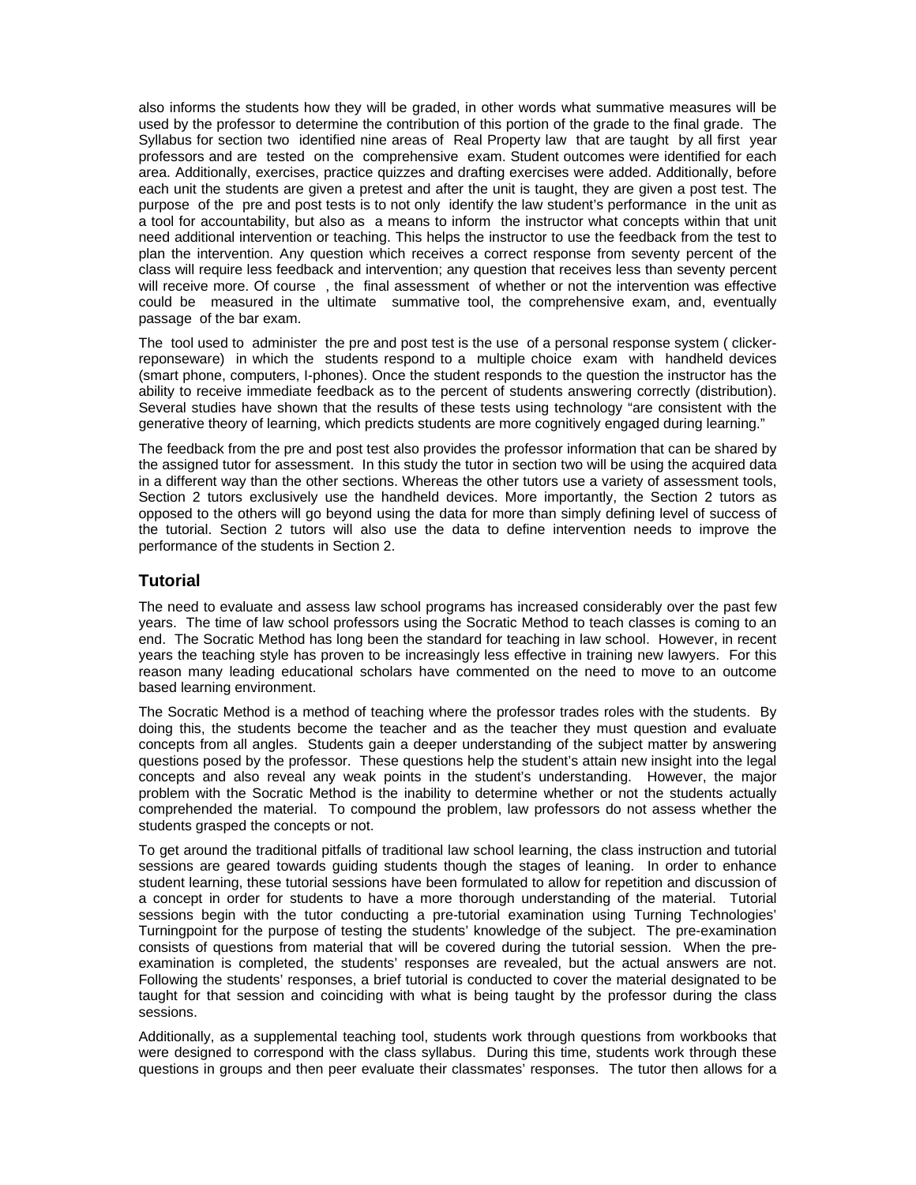also informs the students how they will be graded, in other words what summative measures will be used by the professor to determine the contribution of this portion of the grade to the final grade. The Syllabus for section two identified nine areas of Real Property law that are taught by all first year professors and are tested on the comprehensive exam. Student outcomes were identified for each area. Additionally, exercises, practice quizzes and drafting exercises were added. Additionally, before each unit the students are given a pretest and after the unit is taught, they are given a post test. The purpose of the pre and post tests is to not only identify the law student's performance in the unit as a tool for accountability, but also as a means to inform the instructor what concepts within that unit need additional intervention or teaching. This helps the instructor to use the feedback from the test to plan the intervention. Any question which receives a correct response from seventy percent of the class will require less feedback and intervention; any question that receives less than seventy percent will receive more. Of course , the final assessment of whether or not the intervention was effective could be measured in the ultimate summative tool, the comprehensive exam, and, eventually passage of the bar exam.

The tool used to administer the pre and post test is the use of a personal response system ( clicker-reponseware) in which the students respond to a multiple choice exam with handheld devices (smart phone, computers, I-phones). Once the student responds to the question the instructor has the ability to receive immediate feedback as to the percent of students answering correctly (distribution). Several studies have shown that the results of these tests using technology "are consistent with the generative theory of learning, which predicts students are more cognitively engaged during learning."

The feedback from the pre and post test also provides the professor information that can be shared by the assigned tutor for assessment. In this study the tutor in section two will be using the acquired data in a different way than the other sections. Whereas the other tutors use a variety of assessment tools, Section 2 tutors exclusively use the handheld devices. More importantly, the Section 2 tutors as opposed to the others will go beyond using the data for more than simply defining level of success of the tutorial. Section 2 tutors will also use the data to define intervention needs to improve the performance of the students in Section 2.

## Tutorial

The need to evaluate and assess law school programs has increased considerably over the past few years. The time of law school professors using the Socratic Method to teach classes is coming to an end. The Socratic Method has long been the standard for teaching in law school. However, in recent years the teaching style has proven to be increasingly less effective in training new lawyers. For this reason many leading educational scholars have commented on the need to move to an outcome based learning environment.

The Socratic Method is a method of teaching where the professor trades roles with the students. By doing this, the students become the teacher and as the teacher they must question and evaluate concepts from all angles. Students gain a deeper understanding of the subject matter by answering questions posed by the professor. These questions help the student's attain new insight into the legal concepts and also reveal any weak points in the student's understanding. However, the major problem with the Socratic Method is the inability to determine whether or not the students actually comprehended the material. To compound the problem, law professors do not assess whether the students grasped the concepts or not.

To get around the traditional pitfalls of traditional law school learning, the class instruction and tutorial sessions are geared towards guiding students though the stages of leaning. In order to enhance student learning, these tutorial sessions have been formulated to allow for repetition and discussion of a concept in order for students to have a more thorough understanding of the material. Tutorial sessions begin with the tutor conducting a pre-tutorial examination using Turning Technologies' Turningpoint for the purpose of testing the students' knowledge of the subject. The pre-examination consists of questions from material that will be covered during the tutorial session. When the pre-examination is completed, the students' responses are revealed, but the actual answers are not. Following the students' responses, a brief tutorial is conducted to cover the material designated to be taught for that session and coinciding with what is being taught by the professor during the class sessions.

Additionally, as a supplemental teaching tool, students work through questions from workbooks that were designed to correspond with the class syllabus. During this time, students work through these questions in groups and then peer evaluate their classmates' responses. The tutor then allows for a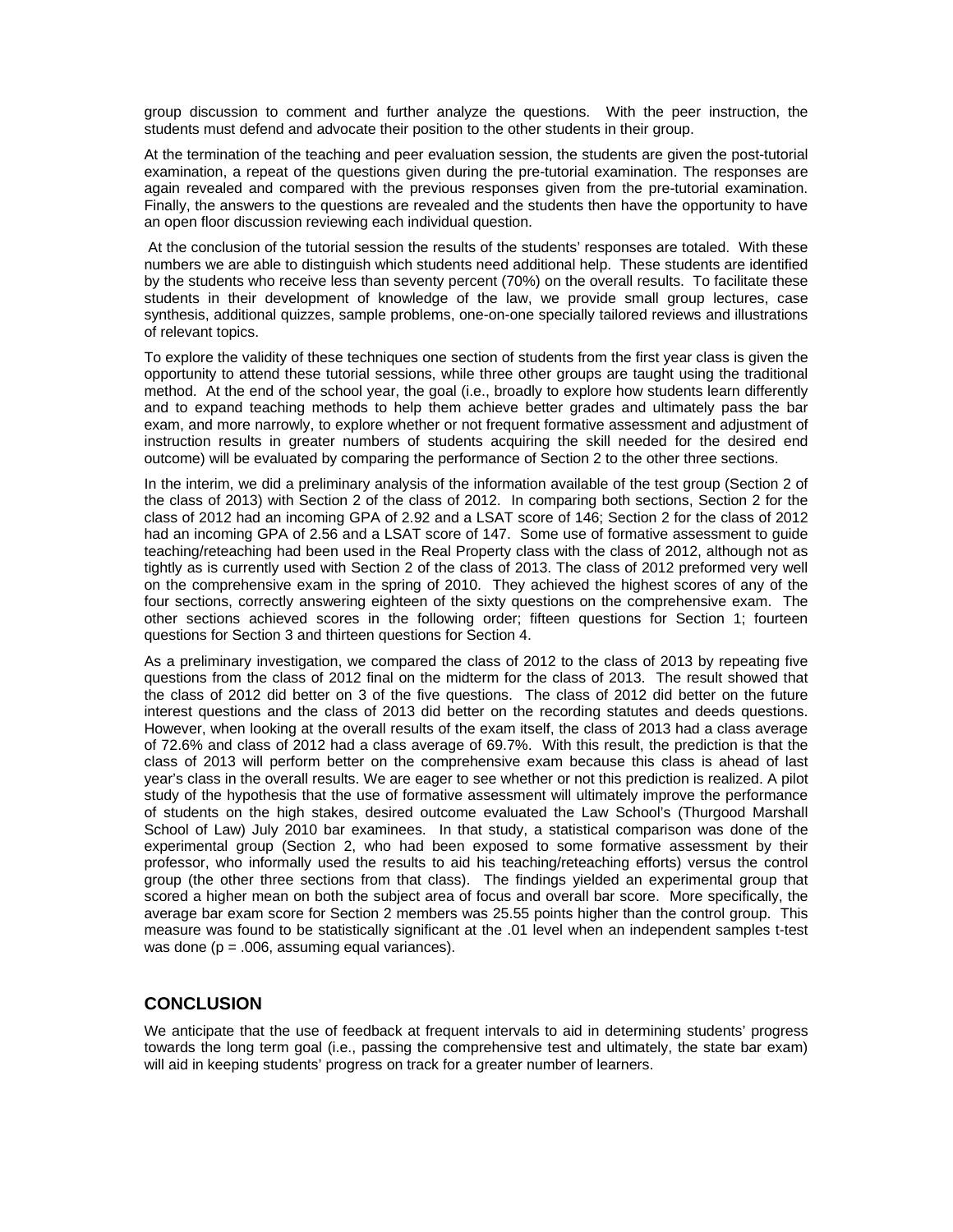group discussion to comment and further analyze the questions. With the peer instruction, the students must defend and advocate their position to the other students in their group.

At the termination of the teaching and peer evaluation session, the students are given the post-tutorial examination, a repeat of the questions given during the pre-tutorial examination. The responses are again revealed and compared with the previous responses given from the pre-tutorial examination. Finally, the answers to the questions are revealed and the students then have the opportunity to have an open floor discussion reviewing each individual question.

At the conclusion of the tutorial session the results of the students' responses are totaled. With these numbers we are able to distinguish which students need additional help. These students are identified by the students who receive less than seventy percent (70%) on the overall results. To facilitate these students in their development of knowledge of the law, we provide small group lectures, case synthesis, additional quizzes, sample problems, one-on-one specially tailored reviews and illustrations of relevant topics.

To explore the validity of these techniques one section of students from the first year class is given the opportunity to attend these tutorial sessions, while three other groups are taught using the traditional method. At the end of the school year, the goal (i.e., broadly to explore how students learn differently and to expand teaching methods to help them achieve better grades and ultimately pass the bar exam, and more narrowly, to explore whether or not frequent formative assessment and adjustment of instruction results in greater numbers of students acquiring the skill needed for the desired end outcome) will be evaluated by comparing the performance of Section 2 to the other three sections.

In the interim, we did a preliminary analysis of the information available of the test group (Section 2 of the class of 2013) with Section 2 of the class of 2012. In comparing both sections, Section 2 for the class of 2012 had an incoming GPA of 2.92 and a LSAT score of 146; Section 2 for the class of 2012 had an incoming GPA of 2.56 and a LSAT score of 147. Some use of formative assessment to guide teaching/reteaching had been used in the Real Property class with the class of 2012, although not as tightly as is currently used with Section 2 of the class of 2013. The class of 2012 preformed very well on the comprehensive exam in the spring of 2010. They achieved the highest scores of any of the four sections, correctly answering eighteen of the sixty questions on the comprehensive exam. The other sections achieved scores in the following order; fifteen questions for Section 1; fourteen questions for Section 3 and thirteen questions for Section 4.

As a preliminary investigation, we compared the class of 2012 to the class of 2013 by repeating five questions from the class of 2012 final on the midterm for the class of 2013. The result showed that the class of 2012 did better on 3 of the five questions. The class of 2012 did better on the future interest questions and the class of 2013 did better on the recording statutes and deeds questions. However, when looking at the overall results of the exam itself, the class of 2013 had a class average of 72.6% and class of 2012 had a class average of 69.7%. With this result, the prediction is that the class of 2013 will perform better on the comprehensive exam because this class is ahead of last year's class in the overall results. We are eager to see whether or not this prediction is realized. A pilot study of the hypothesis that the use of formative assessment will ultimately improve the performance of students on the high stakes, desired outcome evaluated the Law School's (Thurgood Marshall School of Law) July 2010 bar examinees. In that study, a statistical comparison was done of the experimental group (Section 2, who had been exposed to some formative assessment by their professor, who informally used the results to aid his teaching/reteaching efforts) versus the control group (the other three sections from that class). The findings yielded an experimental group that scored a higher mean on both the subject area of focus and overall bar score. More specifically, the average bar exam score for Section 2 members was 25.55 points higher than the control group. This measure was found to be statistically significant at the .01 level when an independent samples t-test was done ($p = .006$, assuming equal variances).

## CONCLUSION

We anticipate that the use of feedback at frequent intervals to aid in determining students' progress towards the long term goal (i.e., passing the comprehensive test and ultimately, the state bar exam) will aid in keeping students' progress on track for a greater number of learners.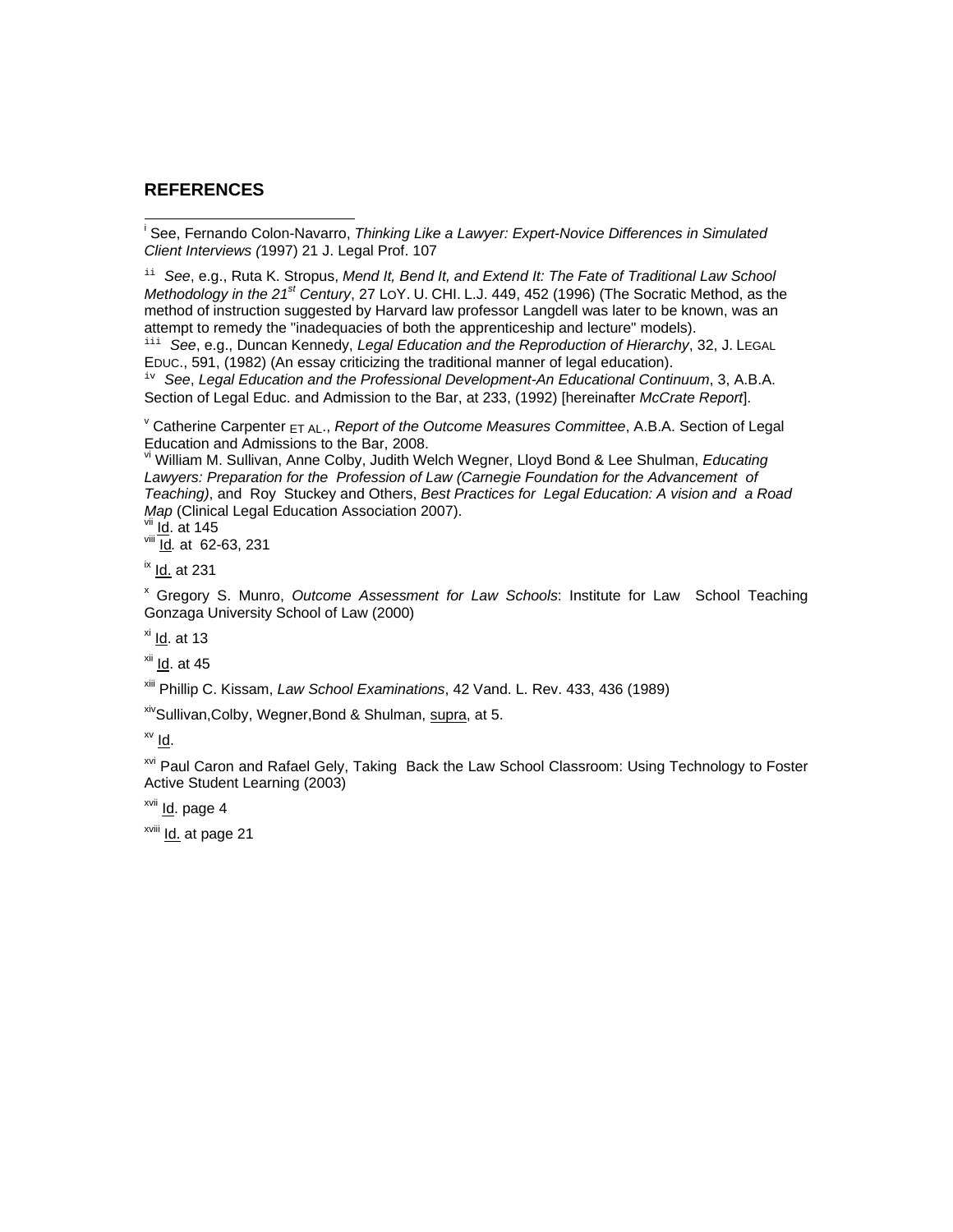## REFERENCES

[i] See, Fernando Colon-Navarro, *Thinking Like a Lawyer: Expert-Novice Differences in Simulated Client Interviews (*1997) 21 J. Legal Prof. 107

[ii] *See*, e.g., Ruta K. Stropus, *Mend It, Bend It, and Extend It: The Fate of Traditional Law School Methodology in the 21st Century*, 27 LOY. U. CHI. L.J. 449, 452 (1996) (The Socratic Method, as the method of instruction suggested by Harvard law professor Langdell was later to be known, was an attempt to remedy the "inadequacies of both the apprenticeship and lecture" models).

[iii] *See*, e.g., Duncan Kennedy, *Legal Education and the Reproduction of Hierarchy*, 32, J. LEGAL EDUC., 591, (1982) (An essay criticizing the traditional manner of legal education).

[iv] *See*, *Legal Education and the Professional Development-An Educational Continuum*, 3, A.B.A. Section of Legal Educ. and Admission to the Bar, at 233, (1992) [hereinafter *McCrate Report*].

[v] Catherine Carpenter ET AL., *Report of the Outcome Measures Committee*, A.B.A. Section of Legal Education and Admissions to the Bar, 2008.

[vi] William M. Sullivan, Anne Colby, Judith Welch Wegner, Lloyd Bond & Lee Shulman, *Educating Lawyers: Preparation for the Profession of Law (Carnegie Foundation for the Advancement of Teaching)*, and Roy Stuckey and Others, *Best Practices for Legal Education: A vision and a Road Map* (Clinical Legal Education Association 2007).

[vii] Id. at 145

[viii] Id*.* at 62-63, 231

[ix] Id. at 231

[x] Gregory S. Munro, *Outcome Assessment for Law Schools*: Institute for Law School Teaching Gonzaga University School of Law (2000)

[xi] Id. at 13

[xii] Id. at 45

[xiii] Phillip C. Kissam, *Law School Examinations*, 42 Vand. L. Rev. 433, 436 (1989)

[xiv] Sullivan,Colby, Wegner,Bond & Shulman, supra, at 5.

[xv] Id.

[xvi] Paul Caron and Rafael Gely, Taking Back the Law School Classroom: Using Technology to Foster Active Student Learning (2003)

[xvii] Id. page 4

[xviii] Id. at page 21